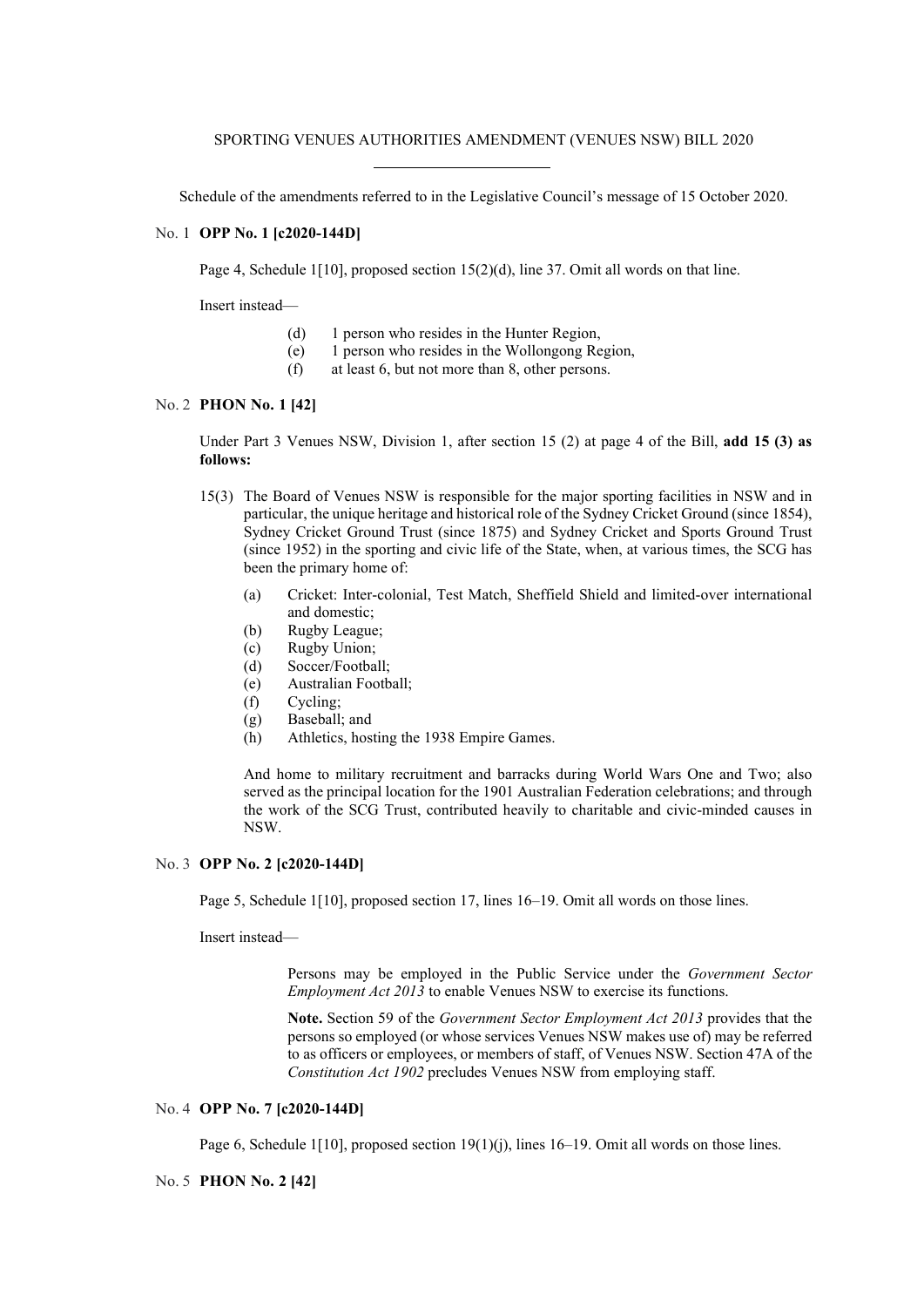SPORTING VENUES AUTHORITIES AMENDMENT (VENUES NSW) BILL 2020

---

Schedule of the amendments referred to in the Legislative Council's message of 15 October 2020.

No. 1 **OPP No. 1 [c2020-144D]**

Page 4, Schedule 1[10], proposed section 15(2)(d), line 37. Omit all words on that line.

Insert instead—

> (d) 1 person who resides in the Hunter Region,
> (e) 1 person who resides in the Wollongong Region,
> (f) at least 6, but not more than 8, other persons.

No. 2 **PHON No. 1 [42]**

Under Part 3 Venues NSW, Division 1, after section 15 (2) at page 4 of the Bill, **add 15 (3) as follows:**

15(3) The Board of Venues NSW is responsible for the major sporting facilities in NSW and in particular, the unique heritage and historical role of the Sydney Cricket Ground (since 1854), Sydney Cricket Ground Trust (since 1875) and Sydney Cricket and Sports Ground Trust (since 1952) in the sporting and civic life of the State, when, at various times, the SCG has been the primary home of:

> (a) Cricket: Inter-colonial, Test Match, Sheffield Shield and limited-over international and domestic;
> (b) Rugby League;
> (c) Rugby Union;
> (d) Soccer/Football;
> (e) Australian Football;
> (f) Cycling;
> (g) Baseball; and
> (h) Athletics, hosting the 1938 Empire Games.

And home to military recruitment and barracks during World Wars One and Two; also served as the principal location for the 1901 Australian Federation celebrations; and through the work of the SCG Trust, contributed heavily to charitable and civic-minded causes in NSW.

No. 3 **OPP No. 2 [c2020-144D]**

Page 5, Schedule 1[10], proposed section 17, lines 16–19. Omit all words on those lines.

Insert instead—

> Persons may be employed in the Public Service under the *Government Sector Employment Act 2013* to enable Venues NSW to exercise its functions.
>
> **Note.** Section 59 of the *Government Sector Employment Act 2013* provides that the persons so employed (or whose services Venues NSW makes use of) may be referred to as officers or employees, or members of staff, of Venues NSW. Section 47A of the *Constitution Act 1902* precludes Venues NSW from employing staff.

No. 4 **OPP No. 7 [c2020-144D]**

Page 6, Schedule 1[10], proposed section 19(1)(j), lines 16–19. Omit all words on those lines.

No. 5 **PHON No. 2 [42]**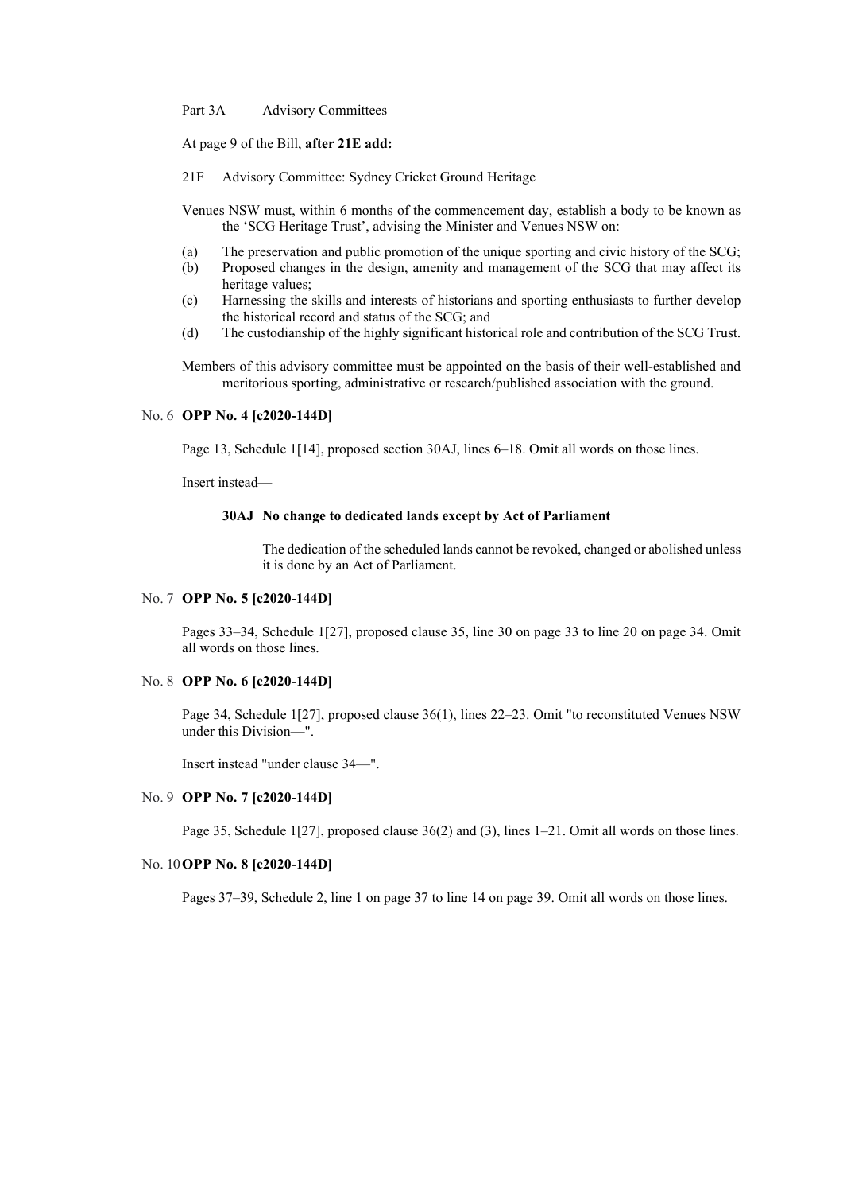Part 3A Advisory Committees

At page 9 of the Bill, **after 21E add:**

21F Advisory Committee: Sydney Cricket Ground Heritage

Venues NSW must, within 6 months of the commencement day, establish a body to be known as the 'SCG Heritage Trust', advising the Minister and Venues NSW on:

(a) The preservation and public promotion of the unique sporting and civic history of the SCG;
(b) Proposed changes in the design, amenity and management of the SCG that may affect its heritage values;
(c) Harnessing the skills and interests of historians and sporting enthusiasts to further develop the historical record and status of the SCG; and
(d) The custodianship of the highly significant historical role and contribution of the SCG Trust.

Members of this advisory committee must be appointed on the basis of their well-established and meritorious sporting, administrative or research/published association with the ground.

No. 6 **OPP No. 4 [c2020-144D]**

Page 13, Schedule 1[14], proposed section 30AJ, lines 6–18. Omit all words on those lines.

Insert instead—

**30AJ No change to dedicated lands except by Act of Parliament**

The dedication of the scheduled lands cannot be revoked, changed or abolished unless it is done by an Act of Parliament.

No. 7 **OPP No. 5 [c2020-144D]**

Pages 33–34, Schedule 1[27], proposed clause 35, line 30 on page 33 to line 20 on page 34. Omit all words on those lines.

No. 8 **OPP No. 6 [c2020-144D]**

Page 34, Schedule 1[27], proposed clause 36(1), lines 22–23. Omit "to reconstituted Venues NSW under this Division—".

Insert instead "under clause 34—".

No. 9 **OPP No. 7 [c2020-144D]**

Page 35, Schedule 1[27], proposed clause 36(2) and (3), lines 1–21. Omit all words on those lines.

No. 10 **OPP No. 8 [c2020-144D]**

Pages 37–39, Schedule 2, line 1 on page 37 to line 14 on page 39. Omit all words on those lines.